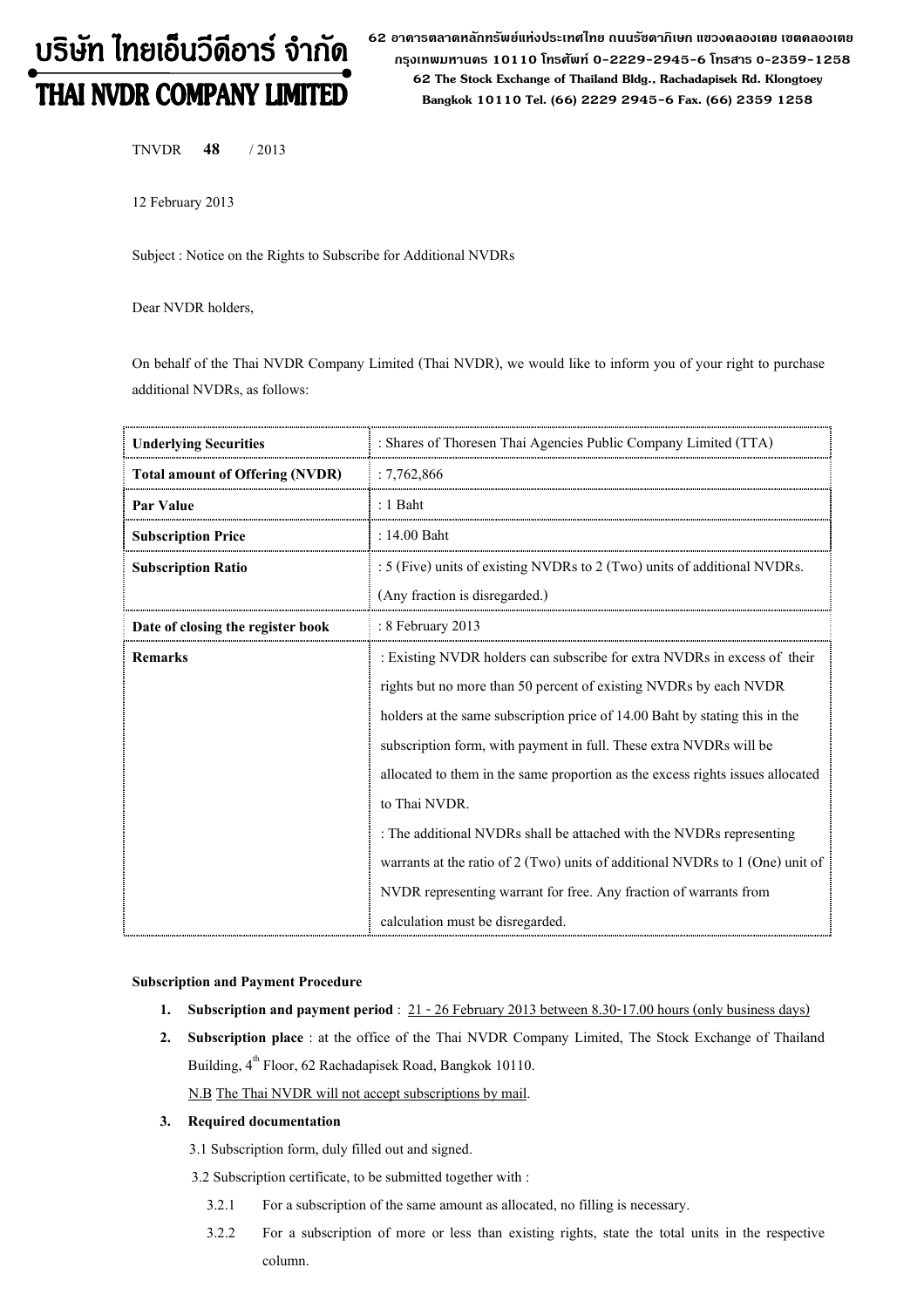# บริษัท ไทยเอ็นวีดีอาร์ จำกัด
# THAI NVDR COMPANY LIMITED

62 อาคารตลาดหลักทรัพย์แห่งประเทศไทย ถนนรัชดาภิเษก แขวงคลองเตย เขตคลองเตย กรุงเทพมหานคร 10110 โทรศัพท์ 0-2229-2945-6 โทรสาร 0-2359-1258
62 The Stock Exchange of Thailand Bldg., Rachadapisek Rd. Klongtoey Bangkok 10110 Tel. (66) 2229 2945-6 Fax. (66) 2359 1258

TNVDR **48** / 2013

12 February 2013

Subject : Notice on the Rights to Subscribe for Additional NVDRs

Dear NVDR holders,

On behalf of the Thai NVDR Company Limited (Thai NVDR), we would like to inform you of your right to purchase additional NVDRs, as follows:

| | |
|---|---|
| **Underlying Securities** | : Shares of Thoresen Thai Agencies Public Company Limited (TTA) |
| **Total amount of Offering (NVDR)** | : 7,762,866 |
| **Par Value** | : 1 Baht |
| **Subscription Price** | : 14.00 Baht |
| **Subscription Ratio** | : 5 (Five) units of existing NVDRs to 2 (Two) units of additional NVDRs. (Any fraction is disregarded.) |
| **Date of closing the register book** | : 8 February 2013 |
| **Remarks** | : Existing NVDR holders can subscribe for extra NVDRs in excess of their rights but no more than 50 percent of existing NVDRs by each NVDR holders at the same subscription price of 14.00 Baht by stating this in the subscription form, with payment in full. These extra NVDRs will be allocated to them in the same proportion as the excess rights issues allocated to Thai NVDR.<br>: The additional NVDRs shall be attached with the NVDRs representing warrants at the ratio of 2 (Two) units of additional NVDRs to 1 (One) unit of NVDR representing warrant for free. Any fraction of warrants from calculation must be disregarded. |

**Subscription and Payment Procedure**

1. **Subscription and payment period** : 21 - 26 February 2013 between 8.30-17.00 hours (only business days)
2. **Subscription place** : at the office of the Thai NVDR Company Limited, The Stock Exchange of Thailand Building, 4th Floor, 62 Rachadapisek Road, Bangkok 10110.

   N.B The Thai NVDR will not accept subscriptions by mail.

3. **Required documentation**

   3.1 Subscription form, duly filled out and signed.

   3.2 Subscription certificate, to be submitted together with :

   3.2.1 For a subscription of the same amount as allocated, no filling is necessary.

   3.2.2 For a subscription of more or less than existing rights, state the total units in the respective column.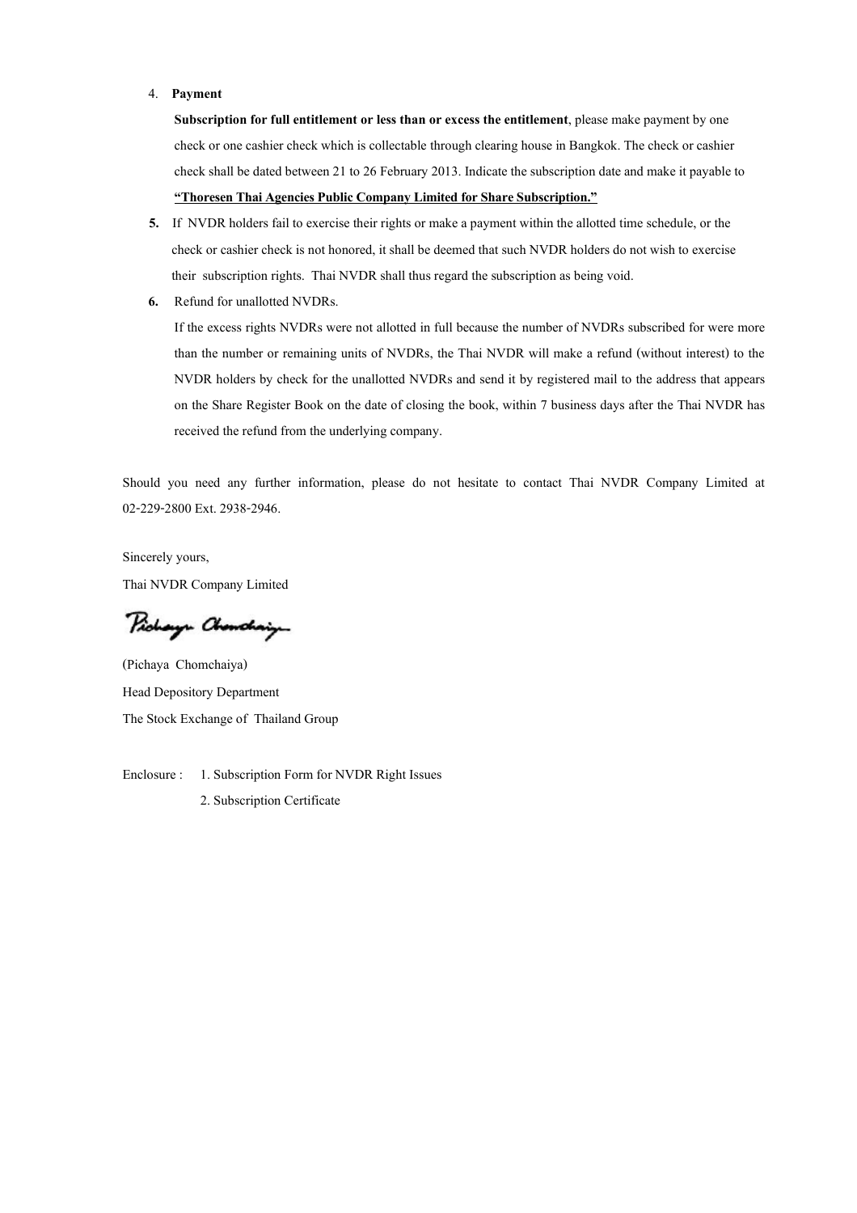4. **Payment**

   **Subscription for full entitlement or less than or excess the entitlement**, please make payment by one check or one cashier check which is collectable through clearing house in Bangkok. The check or cashier check shall be dated between 21 to 26 February 2013. Indicate the subscription date and make it payable to **<u>"Thoresen Thai Agencies Public Company Limited for Share Subscription."</u>**

5. If NVDR holders fail to exercise their rights or make a payment within the allotted time schedule, or the check or cashier check is not honored, it shall be deemed that such NVDR holders do not wish to exercise their subscription rights. Thai NVDR shall thus regard the subscription as being void.

6. Refund for unallotted NVDRs.

   If the excess rights NVDRs were not allotted in full because the number of NVDRs subscribed for were more than the number or remaining units of NVDRs, the Thai NVDR will make a refund (without interest) to the NVDR holders by check for the unallotted NVDRs and send it by registered mail to the address that appears on the Share Register Book on the date of closing the book, within 7 business days after the Thai NVDR has received the refund from the underlying company.

Should you need any further information, please do not hesitate to contact Thai NVDR Company Limited at 02-229-2800 Ext. 2938-2946.

Sincerely yours,

Thai NVDR Company Limited

(Pichaya Chomchaiya)

Head Depository Department

The Stock Exchange of Thailand Group

Enclosure : 1. Subscription Form for NVDR Right Issues

2. Subscription Certificate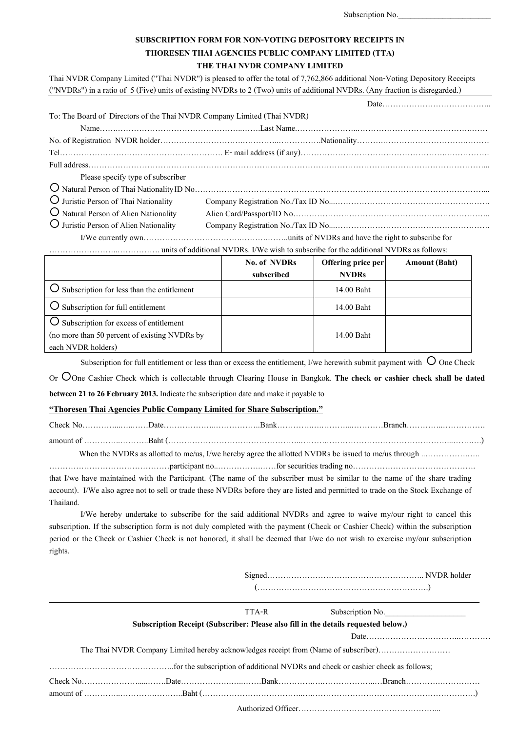Subscription No.______________________

**SUBSCRIPTION FORM FOR NON-VOTING DEPOSITORY RECEIPTS IN**

**THORESEN THAI AGENCIES PUBLIC COMPANY LIMITED (TTA)**

**THE THAI NVDR COMPANY LIMITED**

Thai NVDR Company Limited ("Thai NVDR") is pleased to offer the total of 7,762,866 additional Non-Voting Depository Receipts ("NVDRs") in a ratio of 5 (Five) units of existing NVDRs to 2 (Two) units of additional NVDRs. (Any fraction is disregarded.)

Date…………………………………..

To: The Board of Directors of the Thai NVDR Company Limited (Thai NVDR)

Name……..……………………………………..…….Last Name.…………………..…………………………………….……

No. of Registration NVDR holder…………………………..………….……………..Nationality……….…………………………….………

Tel……………………………………………………. E- mail address (if any)……………………………………………………….……………

Full address…………………………………………………………………………………………………….……………………………...

Please specify type of subscriber

○ Natural Person of Thai Nationality ID No……………………………………………………………………………………………...

○ Juristic Person of Thai Nationality Company Registration No./Tax ID No...………………………………………………….

○ Natural Person of Alien Nationality Alien Card/Passport/ID No……………………………………………………………..

○ Juristic Person of Alien Nationality Company Registration No./Tax ID No...………………………………………………….

I/We currently own………………………………….……….……..units of NVDRs and have the right to subscribe for ……………………...……………. units of additional NVDRs. I/We wish to subscribe for the additional NVDRs as follows:

| | No. of NVDRs subscribed | Offering price per NVDRs | Amount (Baht) |
|---|---|---|---|
| ○ Subscription for less than the entitlement | | 14.00 Baht | |
| ○ Subscription for full entitlement | | 14.00 Baht | |
| ○ Subscription for excess of entitlement (no more than 50 percent of existing NVDRs by each NVDR holders) | | 14.00 Baht | |

Subscription for full entitlement or less than or excess the entitlement, I/we herewith submit payment with ○ One Check Or ○ One Cashier Check which is collectable through Clearing House in Bangkok. **The check or cashier check shall be dated between 21 to 26 February 2013.** Indicate the subscription date and make it payable to

**“Thoresen Thai Agencies Public Company Limited for Share Subscription.”**

Check No…………...…..……Date………………..……………..Bank…………….….……...…………Branch…………..……………

amount of …………..………..Baht (…………………………………………...……….……………………………………………...…….…)

When the NVDRs as allotted to me/us, I/we hereby agree the allotted NVDRs be issued to me/us through ..……………..….. ……………………………………participant no..……………….……for securities trading no……………………………………… that I/we have maintained with the Participant. (The name of the subscriber must be similar to the name of the share trading account). I/We also agree not to sell or trade these NVDRs before they are listed and permitted to trade on the Stock Exchange of Thailand.

I/We hereby undertake to subscribe for the said additional NVDRs and agree to waive my/our right to cancel this subscription. If the subscription form is not duly completed with the payment (Check or Cashier Check) within the subscription period or the Check or Cashier Check is not honored, it shall be deemed that I/we do not wish to exercise my/our subscription rights.

Signed………………………………………………….. NVDR holder

(……………………………………………………….)

---

TTA-R Subscription No.____________________

**Subscription Receipt (Subscriber: Please also fill in the details requested below.)**

Date…………………………….…………

The Thai NVDR Company Limited hereby acknowledges receipt from (Name of subscriber)………………………

………………………………………..for the subscription of additional NVDRs and check or cashier check as follows;

Check No………………….....…….Date………………….…..…….Bank…………….…………….…..…Branch………….……………

amount of …………..…………….………..Baht (………………………………..……………………………………………………….)

Authorized Officer…………………………………………...